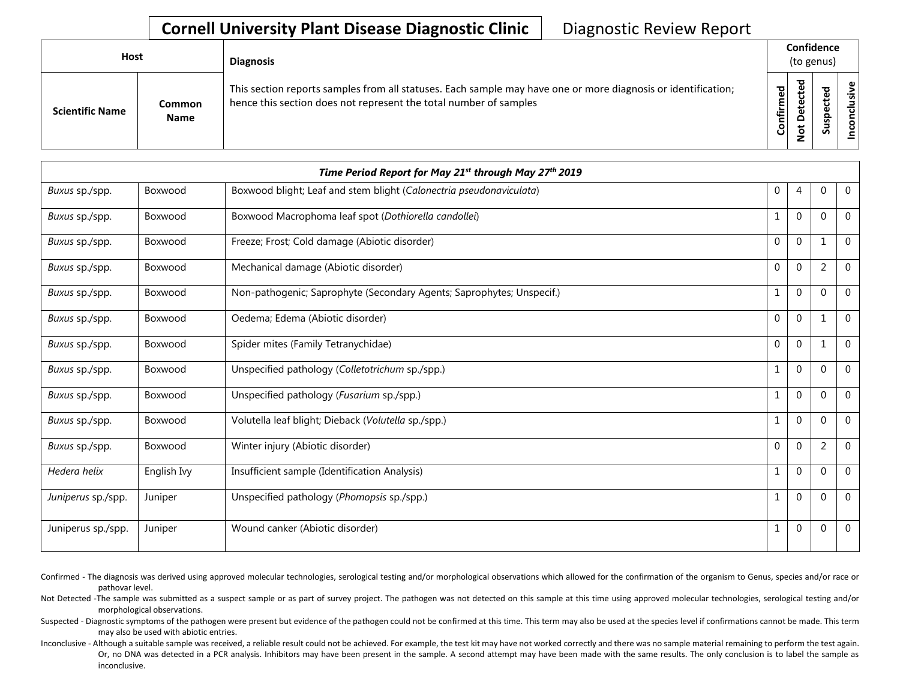# Cornell University Plant Disease Diagnostic Clinic

Diagnostic Review Report

| Host | | Diagnosis | Confidence (to genus) | | | |
|---|---|---|---|---|---|---|
| Scientific Name | Common Name | This section reports samples from all statuses. Each sample may have one or more diagnosis or identification; hence this section does not represent the total number of samples | Confirmed | Not Detected | Suspected | Inconclusive |
| ***Time Period Report for May 21st through May 27th 2019*** | | | | | | |
| *Buxus* sp./spp. | Boxwood | Boxwood blight; Leaf and stem blight (*Calonectria pseudonaviculata*) | 0 | 4 | 0 | 0 |
| *Buxus* sp./spp. | Boxwood | Boxwood Macrophoma leaf spot (*Dothiorella candollei*) | 1 | 0 | 0 | 0 |
| *Buxus* sp./spp. | Boxwood | Freeze; Frost; Cold damage (Abiotic disorder) | 0 | 0 | 1 | 0 |
| *Buxus* sp./spp. | Boxwood | Mechanical damage (Abiotic disorder) | 0 | 0 | 2 | 0 |
| *Buxus* sp./spp. | Boxwood | Non-pathogenic; Saprophyte (Secondary Agents; Saprophytes; Unspecif.) | 1 | 0 | 0 | 0 |
| *Buxus* sp./spp. | Boxwood | Oedema; Edema (Abiotic disorder) | 0 | 0 | 1 | 0 |
| *Buxus* sp./spp. | Boxwood | Spider mites (Family Tetranychidae) | 0 | 0 | 1 | 0 |
| *Buxus* sp./spp. | Boxwood | Unspecified pathology (*Colletotrichum* sp./spp.) | 1 | 0 | 0 | 0 |
| *Buxus* sp./spp. | Boxwood | Unspecified pathology (*Fusarium* sp./spp.) | 1 | 0 | 0 | 0 |
| *Buxus* sp./spp. | Boxwood | Volutella leaf blight; Dieback (*Volutella* sp./spp.) | 1 | 0 | 0 | 0 |
| *Buxus* sp./spp. | Boxwood | Winter injury (Abiotic disorder) | 0 | 0 | 2 | 0 |
| *Hedera helix* | English Ivy | Insufficient sample (Identification Analysis) | 1 | 0 | 0 | 0 |
| *Juniperus* sp./spp. | Juniper | Unspecified pathology (*Phomopsis* sp./spp.) | 1 | 0 | 0 | 0 |
| Juniperus sp./spp. | Juniper | Wound canker (Abiotic disorder) | 1 | 0 | 0 | 0 |

Confirmed - The diagnosis was derived using approved molecular technologies, serological testing and/or morphological observations which allowed for the confirmation of the organism to Genus, species and/or race or pathovar level.

Not Detected -The sample was submitted as a suspect sample or as part of survey project. The pathogen was not detected on this sample at this time using approved molecular technologies, serological testing and/or morphological observations.

Suspected - Diagnostic symptoms of the pathogen were present but evidence of the pathogen could not be confirmed at this time. This term may also be used at the species level if confirmations cannot be made. This term may also be used with abiotic entries.

Inconclusive - Although a suitable sample was received, a reliable result could not be achieved. For example, the test kit may have not worked correctly and there was no sample material remaining to perform the test again. Or, no DNA was detected in a PCR analysis. Inhibitors may have been present in the sample. A second attempt may have been made with the same results. The only conclusion is to label the sample as inconclusive.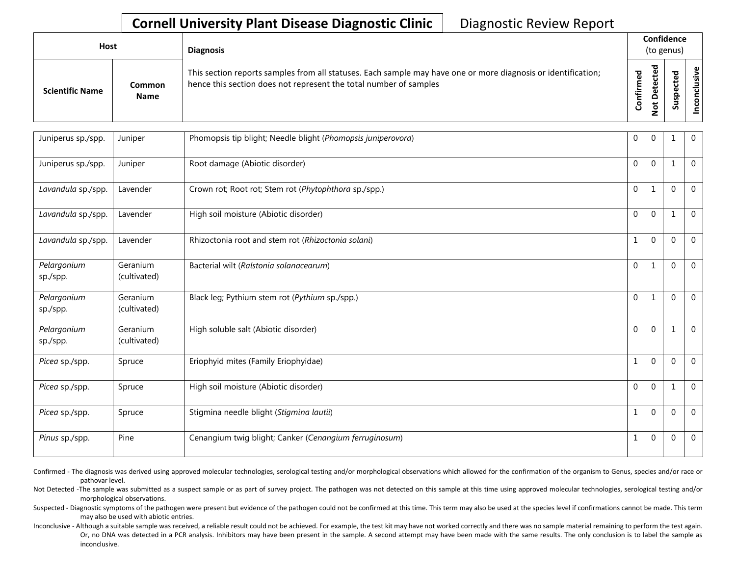# Cornell University Plant Disease Diagnostic Clinic

Diagnostic Review Report

| Host | | Diagnosis | Confidence (to genus) | | | |
|---|---|---|---|---|---|---|
| Scientific Name | Common Name | This section reports samples from all statuses. Each sample may have one or more diagnosis or identification; hence this section does not represent the total number of samples | Confirmed | Not Detected | Suspected | Inconclusive |
| Juniperus sp./spp. | Juniper | Phomopsis tip blight; Needle blight (*Phomopsis juniperovora*) | 0 | 0 | 1 | 0 |
| Juniperus sp./spp. | Juniper | Root damage (Abiotic disorder) | 0 | 0 | 1 | 0 |
| *Lavandula* sp./spp. | Lavender | Crown rot; Root rot; Stem rot (*Phytophthora* sp./spp.) | 0 | 1 | 0 | 0 |
| *Lavandula* sp./spp. | Lavender | High soil moisture (Abiotic disorder) | 0 | 0 | 1 | 0 |
| *Lavandula* sp./spp. | Lavender | Rhizoctonia root and stem rot (*Rhizoctonia solani*) | 1 | 0 | 0 | 0 |
| *Pelargonium* sp./spp. | Geranium (cultivated) | Bacterial wilt (*Ralstonia solanacearum*) | 0 | 1 | 0 | 0 |
| *Pelargonium* sp./spp. | Geranium (cultivated) | Black leg; Pythium stem rot (*Pythium* sp./spp.) | 0 | 1 | 0 | 0 |
| *Pelargonium* sp./spp. | Geranium (cultivated) | High soluble salt (Abiotic disorder) | 0 | 0 | 1 | 0 |
| *Picea* sp./spp. | Spruce | Eriophyid mites (Family Eriophyidae) | 1 | 0 | 0 | 0 |
| *Picea* sp./spp. | Spruce | High soil moisture (Abiotic disorder) | 0 | 0 | 1 | 0 |
| *Picea* sp./spp. | Spruce | Stigmina needle blight (*Stigmina lautii*) | 1 | 0 | 0 | 0 |
| *Pinus* sp./spp. | Pine | Cenangium twig blight; Canker (*Cenangium ferruginosum*) | 1 | 0 | 0 | 0 |

Confirmed - The diagnosis was derived using approved molecular technologies, serological testing and/or morphological observations which allowed for the confirmation of the organism to Genus, species and/or race or pathovar level.

Not Detected -The sample was submitted as a suspect sample or as part of survey project. The pathogen was not detected on this sample at this time using approved molecular technologies, serological testing and/or morphological observations.

Suspected - Diagnostic symptoms of the pathogen were present but evidence of the pathogen could not be confirmed at this time. This term may also be used at the species level if confirmations cannot be made. This term may also be used with abiotic entries.

Inconclusive - Although a suitable sample was received, a reliable result could not be achieved. For example, the test kit may have not worked correctly and there was no sample material remaining to perform the test again. Or, no DNA was detected in a PCR analysis. Inhibitors may have been present in the sample. A second attempt may have been made with the same results. The only conclusion is to label the sample as inconclusive.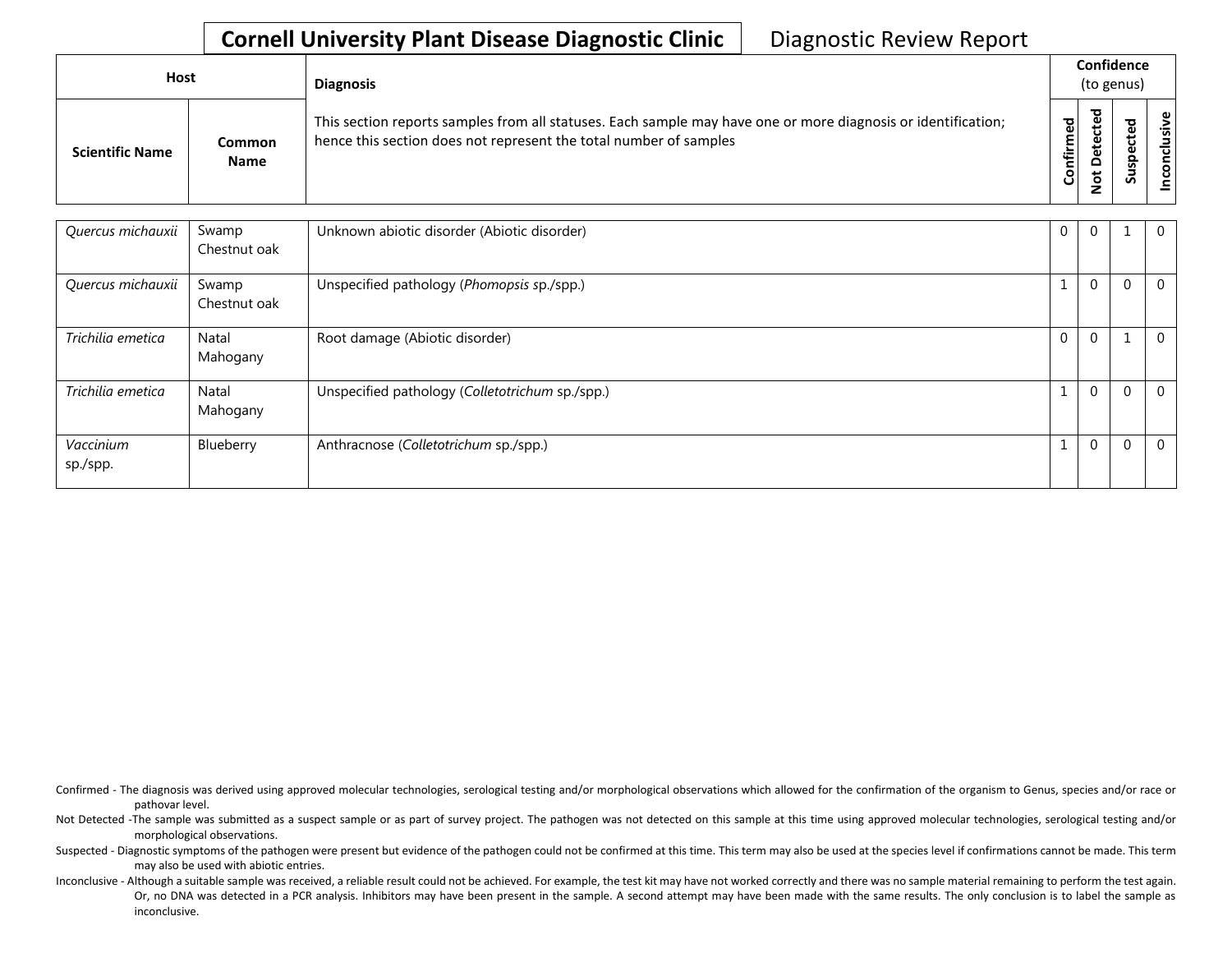**Cornell University Plant Disease Diagnostic Clinic** Diagnostic Review Report

| Host | | Diagnosis | Confidence (to genus) | | | |
|---|---|---|---|---|---|---|
| **Scientific Name** | **Common Name** | This section reports samples from all statuses. Each sample may have one or more diagnosis or identification; hence this section does not represent the total number of samples | **Confirmed** | **Not Detected** | **Suspected** | **Inconclusive** |
| *Quercus michauxii* | Swamp Chestnut oak | Unknown abiotic disorder (Abiotic disorder) | 0 | 0 | 1 | 0 |
| *Quercus michauxii* | Swamp Chestnut oak | Unspecified pathology (*Phomopsis* sp./spp.) | 1 | 0 | 0 | 0 |
| *Trichilia emetica* | Natal Mahogany | Root damage (Abiotic disorder) | 0 | 0 | 1 | 0 |
| *Trichilia emetica* | Natal Mahogany | Unspecified pathology (*Colletotrichum* sp./spp.) | 1 | 0 | 0 | 0 |
| *Vaccinium* sp./spp. | Blueberry | Anthracnose (*Colletotrichum* sp./spp.) | 1 | 0 | 0 | 0 |

Confirmed - The diagnosis was derived using approved molecular technologies, serological testing and/or morphological observations which allowed for the confirmation of the organism to Genus, species and/or race or pathovar level.

Not Detected -The sample was submitted as a suspect sample or as part of survey project. The pathogen was not detected on this sample at this time using approved molecular technologies, serological testing and/or morphological observations.

Suspected - Diagnostic symptoms of the pathogen were present but evidence of the pathogen could not be confirmed at this time. This term may also be used at the species level if confirmations cannot be made. This term may also be used with abiotic entries.

Inconclusive - Although a suitable sample was received, a reliable result could not be achieved. For example, the test kit may have not worked correctly and there was no sample material remaining to perform the test again. Or, no DNA was detected in a PCR analysis. Inhibitors may have been present in the sample. A second attempt may have been made with the same results. The only conclusion is to label the sample as inconclusive.